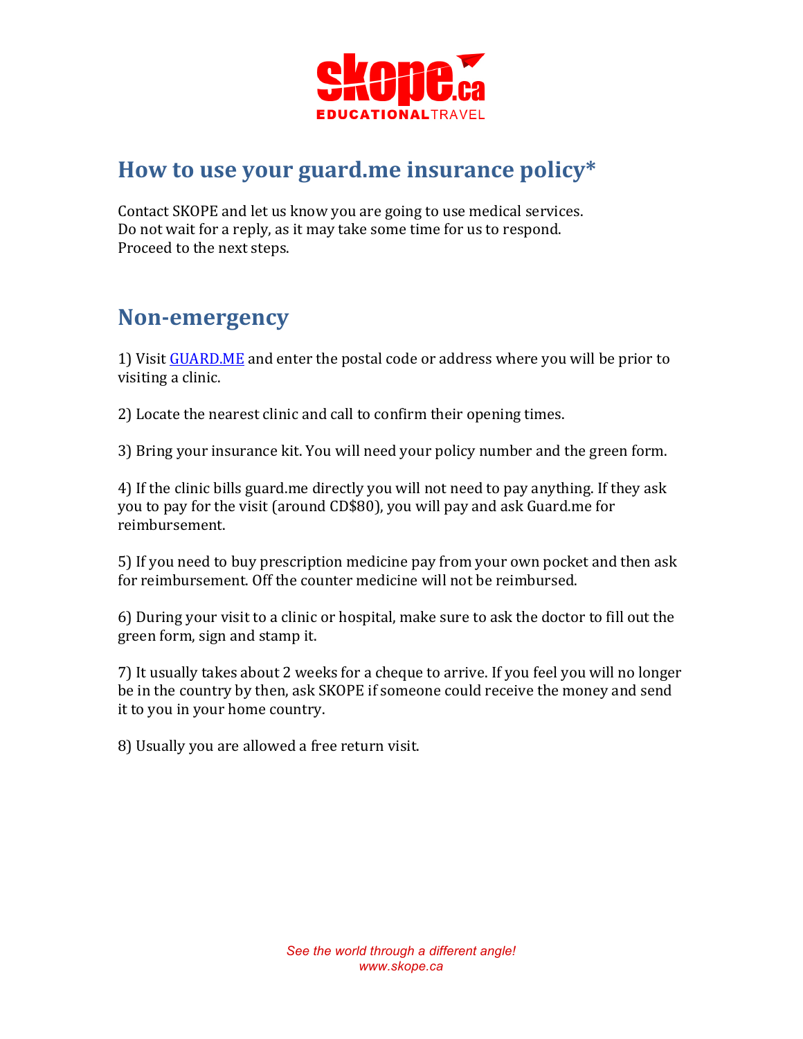skope.ca
EDUCATIONALTRAVEL

# How to use your guard.me insurance policy*

Contact SKOPE and let us know you are going to use medical services.
Do not wait for a reply, as it may take some time for us to respond.
Proceed to the next steps.

## Non-emergency

1) Visit [GUARD.ME] and enter the postal code or address where you will be prior to visiting a clinic.

2) Locate the nearest clinic and call to confirm their opening times.

3) Bring your insurance kit. You will need your policy number and the green form.

4) If the clinic bills guard.me directly you will not need to pay anything. If they ask you to pay for the visit (around CD$80), you will pay and ask Guard.me for reimbursement.

5) If you need to buy prescription medicine pay from your own pocket and then ask for reimbursement. Off the counter medicine will not be reimbursed.

6) During your visit to a clinic or hospital, make sure to ask the doctor to fill out the green form, sign and stamp it.

7) It usually takes about 2 weeks for a cheque to arrive. If you feel you will no longer be in the country by then, ask SKOPE if someone could receive the money and send it to you in your home country.

8) Usually you are allowed a free return visit.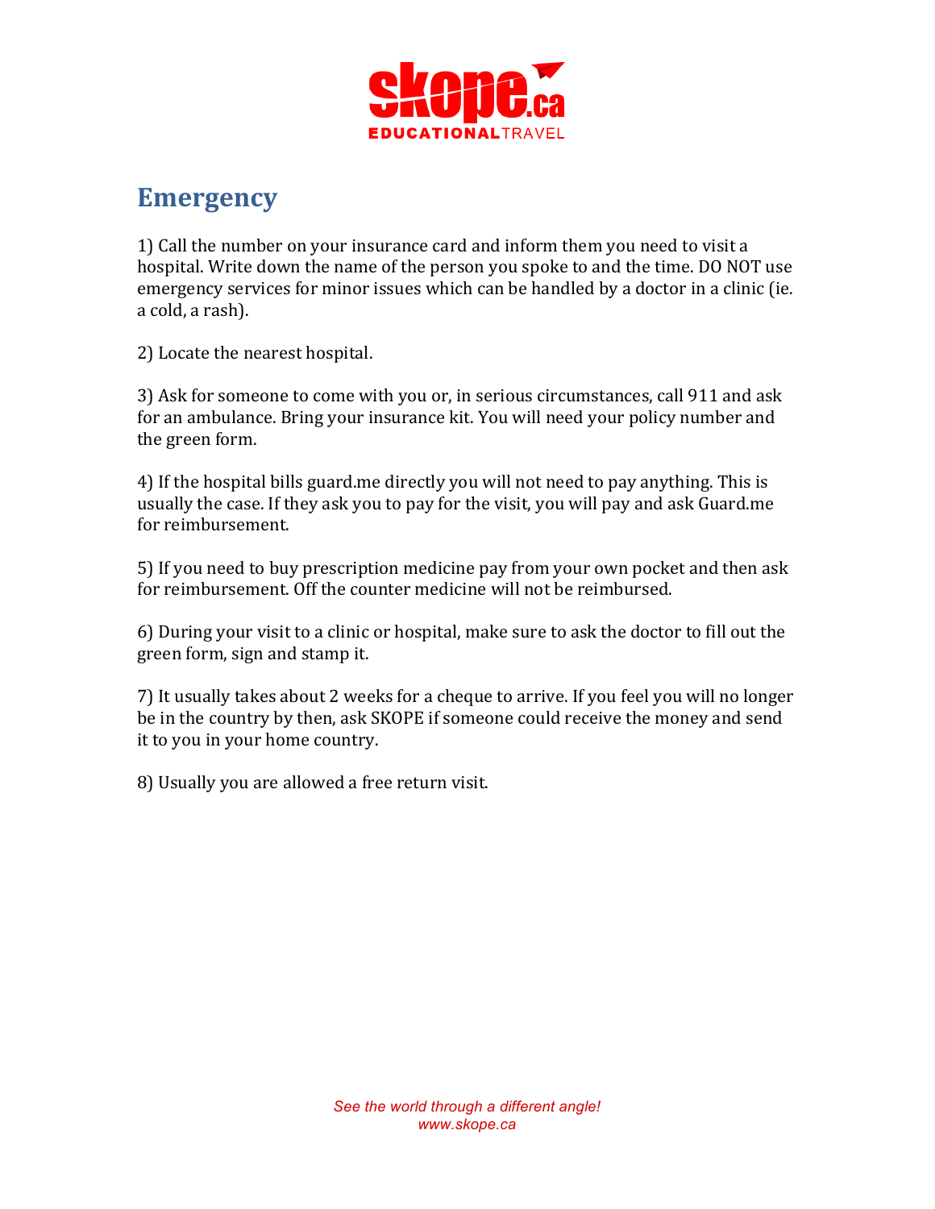# Emergency

1) Call the number on your insurance card and inform them you need to visit a hospital. Write down the name of the person you spoke to and the time. DO NOT use emergency services for minor issues which can be handled by a doctor in a clinic (ie. a cold, a rash).

2) Locate the nearest hospital.

3) Ask for someone to come with you or, in serious circumstances, call 911 and ask for an ambulance. Bring your insurance kit. You will need your policy number and the green form.

4) If the hospital bills guard.me directly you will not need to pay anything. This is usually the case. If they ask you to pay for the visit, you will pay and ask Guard.me for reimbursement.

5) If you need to buy prescription medicine pay from your own pocket and then ask for reimbursement. Off the counter medicine will not be reimbursed.

6) During your visit to a clinic or hospital, make sure to ask the doctor to fill out the green form, sign and stamp it.

7) It usually takes about 2 weeks for a cheque to arrive. If you feel you will no longer be in the country by then, ask SKOPE if someone could receive the money and send it to you in your home country.

8) Usually you are allowed a free return visit.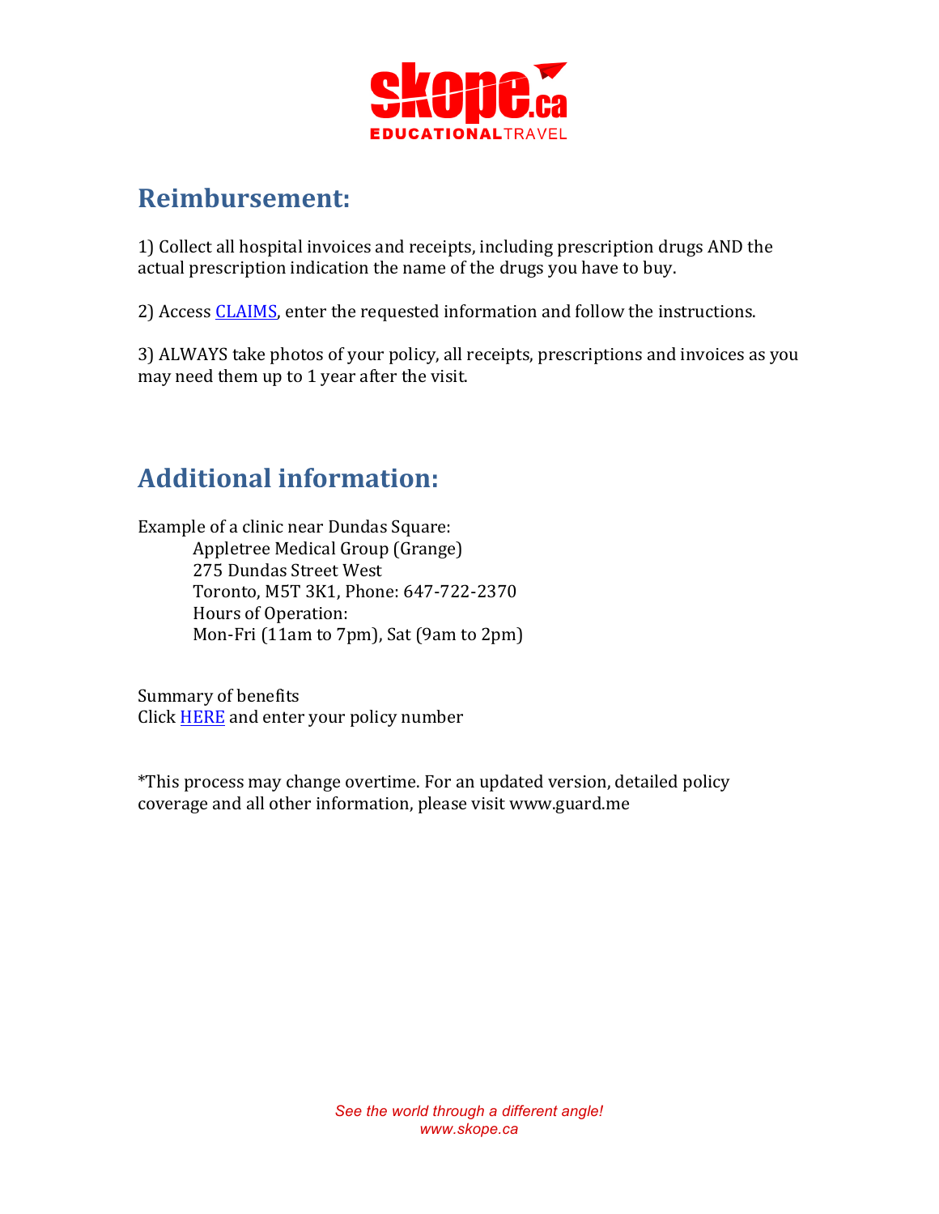## Reimbursement:

1) Collect all hospital invoices and receipts, including prescription drugs AND the actual prescription indication the name of the drugs you have to buy.

2) Access CLAIMS, enter the requested information and follow the instructions.

3) ALWAYS take photos of your policy, all receipts, prescriptions and invoices as you may need them up to 1 year after the visit.

## Additional information:

Example of a clinic near Dundas Square:

> Appletree Medical Group (Grange)
> 275 Dundas Street West
> Toronto, M5T 3K1, Phone: 647-722-2370
> Hours of Operation:
> Mon-Fri (11am to 7pm), Sat (9am to 2pm)

Summary of benefits
Click HERE and enter your policy number

*This process may change overtime. For an updated version, detailed policy coverage and all other information, please visit www.guard.me